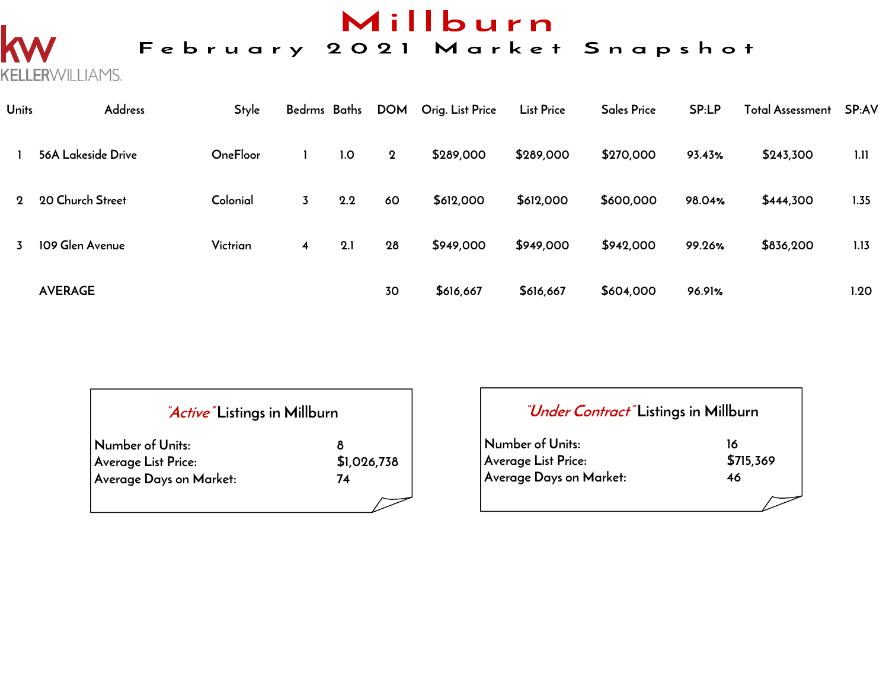# Millburn

## February 2021 Market Snapshot

| Units | Address | Style | Bedrms | Baths | DOM | Orig. List Price | List Price | Sales Price | SP:LP | Total Assessment | SP:AV |
|---|---|---|---|---|---|---|---|---|---|---|---|
| 1 | 56A Lakeside Drive | OneFloor | 1 | 1.0 | 2 | $289,000 | $289,000 | $270,000 | 93.43% | $243,300 | 1.11 |
| 2 | 20 Church Street | Colonial | 3 | 2.2 | 60 | $612,000 | $612,000 | $600,000 | 98.04% | $444,300 | 1.35 |
| 3 | 109 Glen Avenue | Victrian | 4 | 2.1 | 28 | $949,000 | $949,000 | $942,000 | 99.26% | $836,200 | 1.13 |
| | AVERAGE | | | | 30 | $616,667 | $616,667 | $604,000 | 96.91% | | 1.20 |

### *"Active"* Listings in Millburn

| | |
|---|---|
| Number of Units: | 8 |
| Average List Price: | $1,026,738 |
| Average Days on Market: | 74 |

### *"Under Contract"* Listings in Millburn

| | |
|---|---|
| Number of Units: | 16 |
| Average List Price: | $715,369 |
| Average Days on Market: | 46 |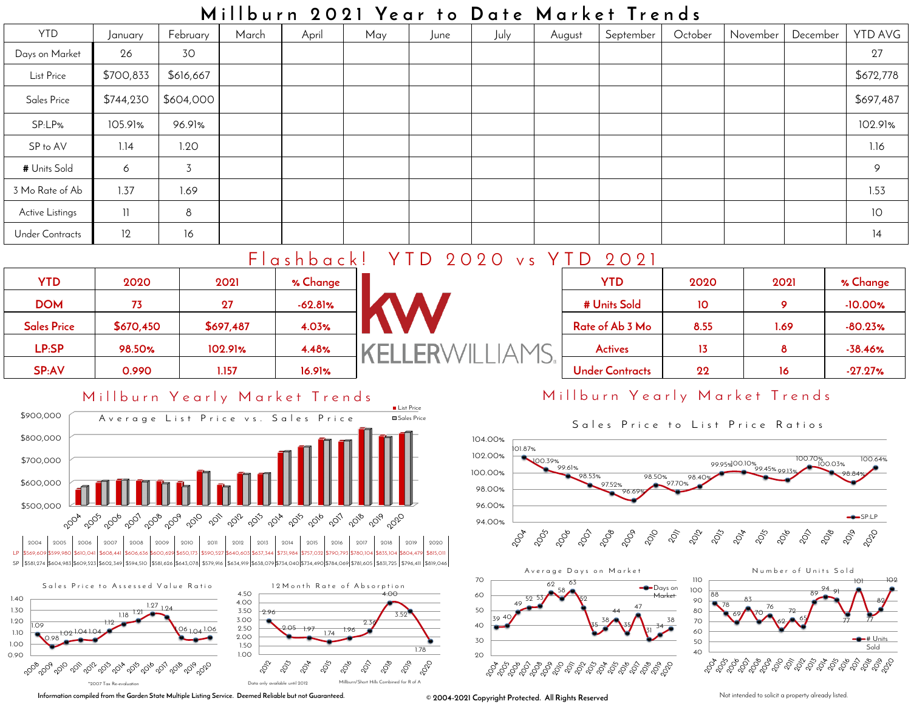# Millburn 2021 Year to Date Market Trends

| YTD | January | February | March | April | May | June | July | August | September | October | November | December | YTD AVG |
|---|---|---|---|---|---|---|---|---|---|---|---|---|---|
| Days on Market | 26 | 30 | | | | | | | | | | | 27 |
| List Price | $700,833 | $616,667 | | | | | | | | | | | $672,778 |
| Sales Price | $744,230 | $604,000 | | | | | | | | | | | $697,487 |
| SP:LP% | 105.91% | 96.91% | | | | | | | | | | | 102.91% |
| SP to AV | 1.14 | 1.20 | | | | | | | | | | | 1.16 |
| # Units Sold | 6 | 3 | | | | | | | | | | | 9 |
| 3 Mo Rate of Ab | 1.37 | 1.69 | | | | | | | | | | | 1.53 |
| Active Listings | 11 | 8 | | | | | | | | | | | 10 |
| Under Contracts | 12 | 16 | | | | | | | | | | | 14 |

## Flashback! YTD 2020 vs YTD 2021

| YTD | 2020 | 2021 | % Change |
|---|---|---|---|
| DOM | 73 | 27 | -62.81% |
| Sales Price | $670,450 | $697,487 | 4.03% |
| LP:SP | 98.50% | 102.91% | 4.48% |
| SP:AV | 0.990 | 1.157 | 16.91% |

| YTD | 2020 | 2021 | % Change |
|---|---|---|---|
| # Units Sold | 10 | 9 | -10.00% |
| Rate of Ab 3 Mo | 8.55 | 1.69 | -80.23% |
| Actives | 13 | 8 | -38.46% |
| Under Contracts | 22 | 16 | -27.27% |

KELLERWILLIAMS.

## Millburn Yearly Market Trends

Average List Price vs. Sales Price

List Price
Sales Price

$900,000 $800,000 $700,000 $600,000 $500,000

2004 2005 2006 2007 2008 2009 2010 2011 2012 2013 2014 2015 2016 2017 2018 2019 2020

| | 2004 | 2005 | 2006 | 2007 | 2008 | 2009 | 2010 | 2011 | 2012 | 2013 | 2014 | 2015 | 2016 | 2017 | 2018 | 2019 | 2020 |
|---|---|---|---|---|---|---|---|---|---|---|---|---|---|---|---|---|---|
| LP | $569,609 | $599,980 | $610,041 | $608,441 | $606,636 | $600,629 | $650,173 | $590,527 | $640,603 | $637,344 | $731,984 | $757,032 | $790,793 | $780,104 | $835,104 | $804,479 | $815,011 |
| SP | $581,274 | $604,983 | $609,523 | $602,349 | $594,510 | $581,626 | $643,078 | $579,916 | $634,919 | $638,079 | $734,040 | $734,490 | $784,069 | $781,605 | $831,725 | $796,411 | $819,046 |

Sales Price to Assessed Value Ratio

1.09 0.98 1.02 1.04 1.04 1.12 1.18 1.21 1.27 1.24 1.06 1.04 1.06

2008 2009 2010 2011 2012 2013 2014 2015 2016 2017 2018 2019 2020

*2007 Tax Re-evaluation

12 Month Rate of Absorption

2.96 2.05 1.97 1.74 1.96 2.36 4.00 3.52 1.78

2012 2013 2014 2015 2016 2017 2018 2019 2020

Data only available until 2012

Millburn/Short Hills Combined for R of A

## Millburn Yearly Market Trends

Sales Price to List Price Ratios

101.87% 100.39% 99.61% 98.53% 97.52% 96.69% 98.50% 97.70% 98.40% 99.95% 100.10% 99.45% 99.13% 100.70% 100.03% 98.84% 100.64%

SP:LP

2004 2005 2006 2007 2008 2009 2010 2011 2012 2013 2014 2015 2016 2017 2018 2019 2020

Average Days on Market

39 40 49 52 53 62 58 63 52 35 38 44 35 47 31 34 38

Days on Market

2004 2005 2006 2007 2008 2009 2010 2011 2012 2013 2014 2015 2016 2017 2018 2019 2020

Number of Units Sold

88 78 69 83 70 76 62 72 65 89 94 91 77 101 77 82 102

# Units Sold

2004 2005 2006 2007 2008 2009 2010 2011 2012 2013 2014 2015 2016 2017 2018 2019 2020

Information compiled from the Garden State Multiple Listing Service. Deemed Reliable but not Guaranteed.

© 2004-2021 Copyright Protected. All Rights Reserved

Not intended to solicit a property already listed.